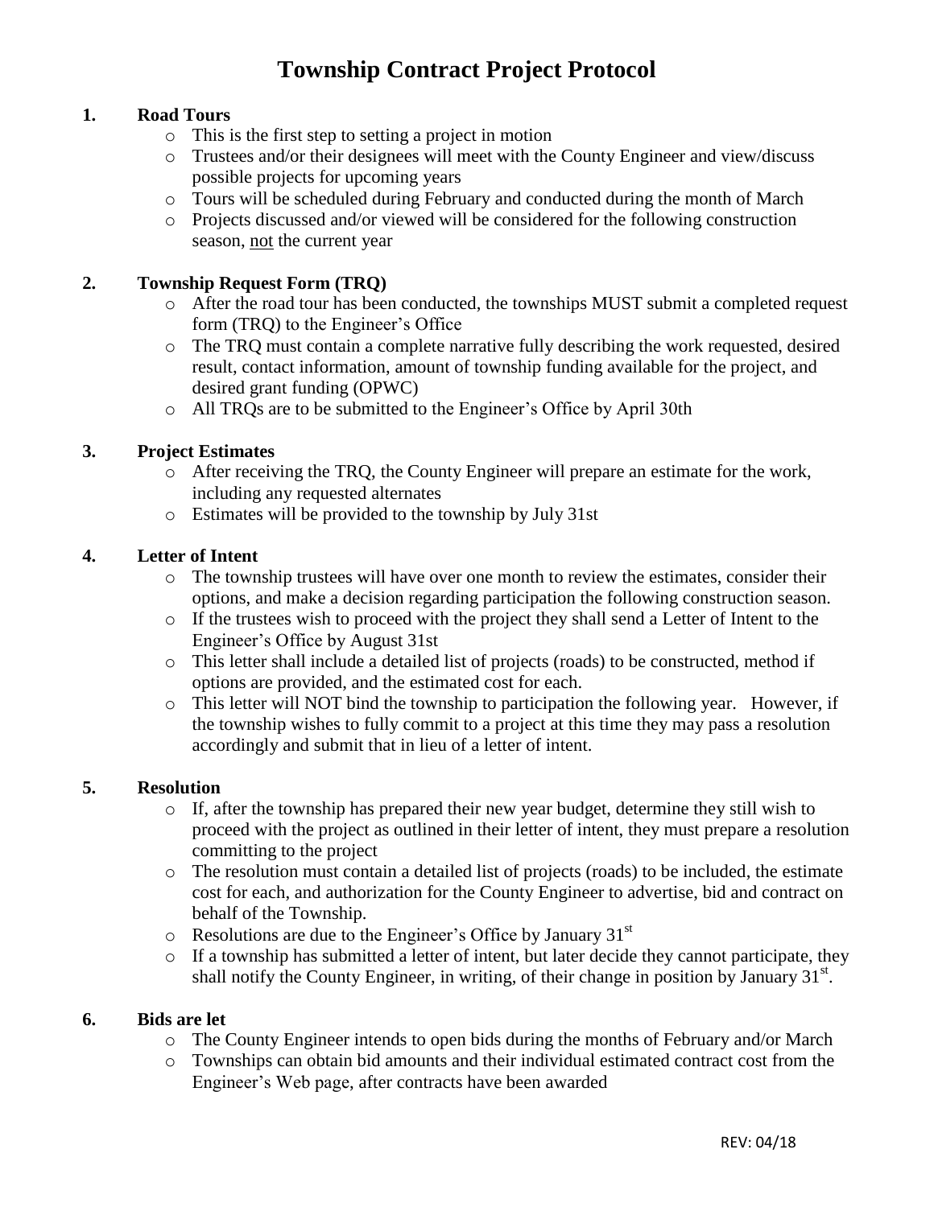# Township Contract Project Protocol

1. **Road Tours**
   - This is the first step to setting a project in motion
   - Trustees and/or their designees will meet with the County Engineer and view/discuss possible projects for upcoming years
   - Tours will be scheduled during February and conducted during the month of March
   - Projects discussed and/or viewed will be considered for the following construction season, <u>not</u> the current year

2. **Township Request Form (TRQ)**
   - After the road tour has been conducted, the townships MUST submit a completed request form (TRQ) to the Engineer's Office
   - The TRQ must contain a complete narrative fully describing the work requested, desired result, contact information, amount of township funding available for the project, and desired grant funding (OPWC)
   - All TRQs are to be submitted to the Engineer's Office by April 30th

3. **Project Estimates**
   - After receiving the TRQ, the County Engineer will prepare an estimate for the work, including any requested alternates
   - Estimates will be provided to the township by July 31st

4. **Letter of Intent**
   - The township trustees will have over one month to review the estimates, consider their options, and make a decision regarding participation the following construction season.
   - If the trustees wish to proceed with the project they shall send a Letter of Intent to the Engineer's Office by August 31st
   - This letter shall include a detailed list of projects (roads) to be constructed, method if options are provided, and the estimated cost for each.
   - This letter will NOT bind the township to participation the following year. However, if the township wishes to fully commit to a project at this time they may pass a resolution accordingly and submit that in lieu of a letter of intent.

5. **Resolution**
   - If, after the township has prepared their new year budget, determine they still wish to proceed with the project as outlined in their letter of intent, they must prepare a resolution committing to the project
   - The resolution must contain a detailed list of projects (roads) to be included, the estimate cost for each, and authorization for the County Engineer to advertise, bid and contract on behalf of the Township.
   - Resolutions are due to the Engineer's Office by January 31st
   - If a township has submitted a letter of intent, but later decide they cannot participate, they shall notify the County Engineer, in writing, of their change in position by January 31st.

6. **Bids are let**
   - The County Engineer intends to open bids during the months of February and/or March
   - Townships can obtain bid amounts and their individual estimated contract cost from the Engineer's Web page, after contracts have been awarded

REV: 04/18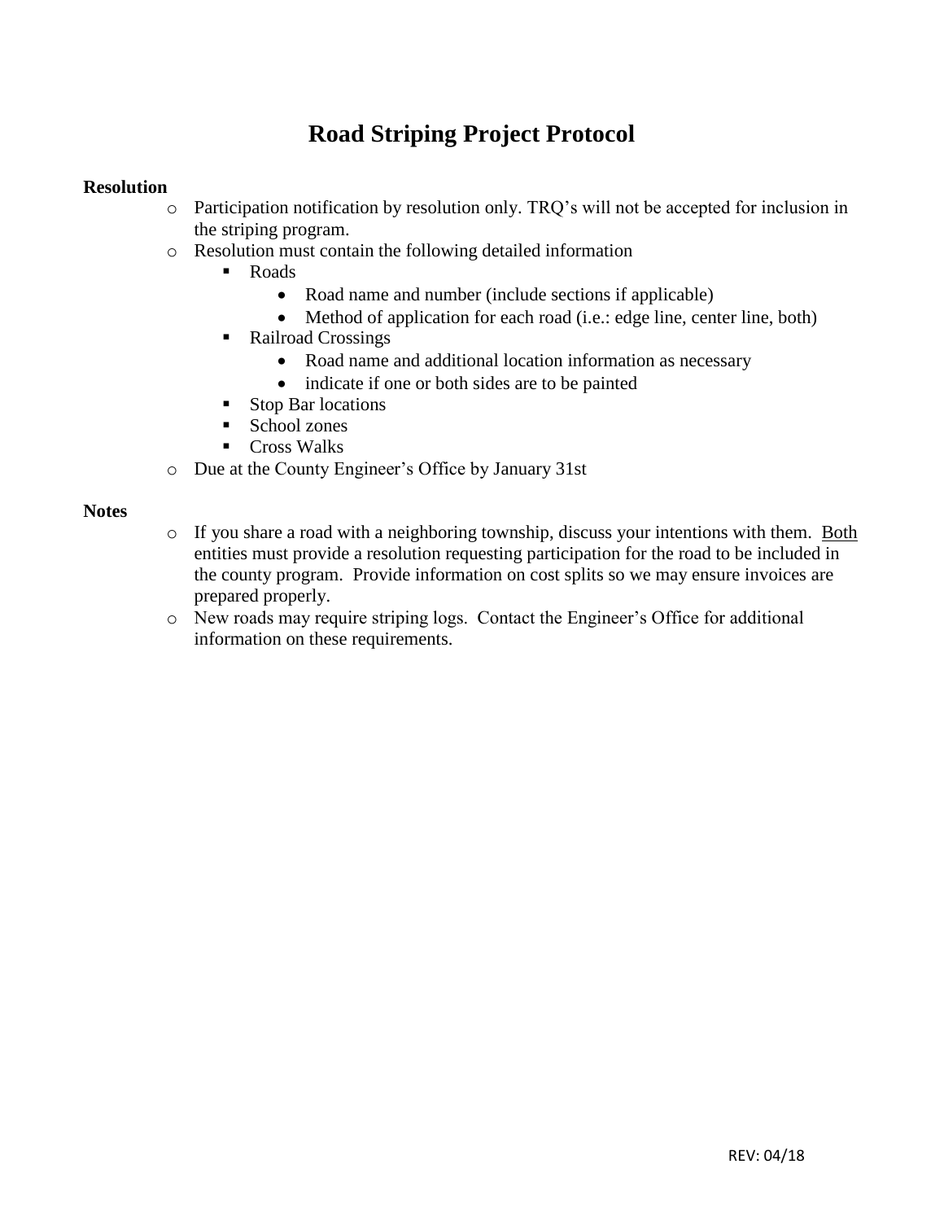# Road Striping Project Protocol

**Resolution**

- Participation notification by resolution only. TRQ's will not be accepted for inclusion in the striping program.
- Resolution must contain the following detailed information
  - Roads
    - Road name and number (include sections if applicable)
    - Method of application for each road (i.e.: edge line, center line, both)
  - Railroad Crossings
    - Road name and additional location information as necessary
    - indicate if one or both sides are to be painted
  - Stop Bar locations
  - School zones
  - Cross Walks
- Due at the County Engineer's Office by January 31st

**Notes**

- If you share a road with a neighboring township, discuss your intentions with them. <u>Both</u> entities must provide a resolution requesting participation for the road to be included in the county program. Provide information on cost splits so we may ensure invoices are prepared properly.
- New roads may require striping logs. Contact the Engineer's Office for additional information on these requirements.

REV: 04/18